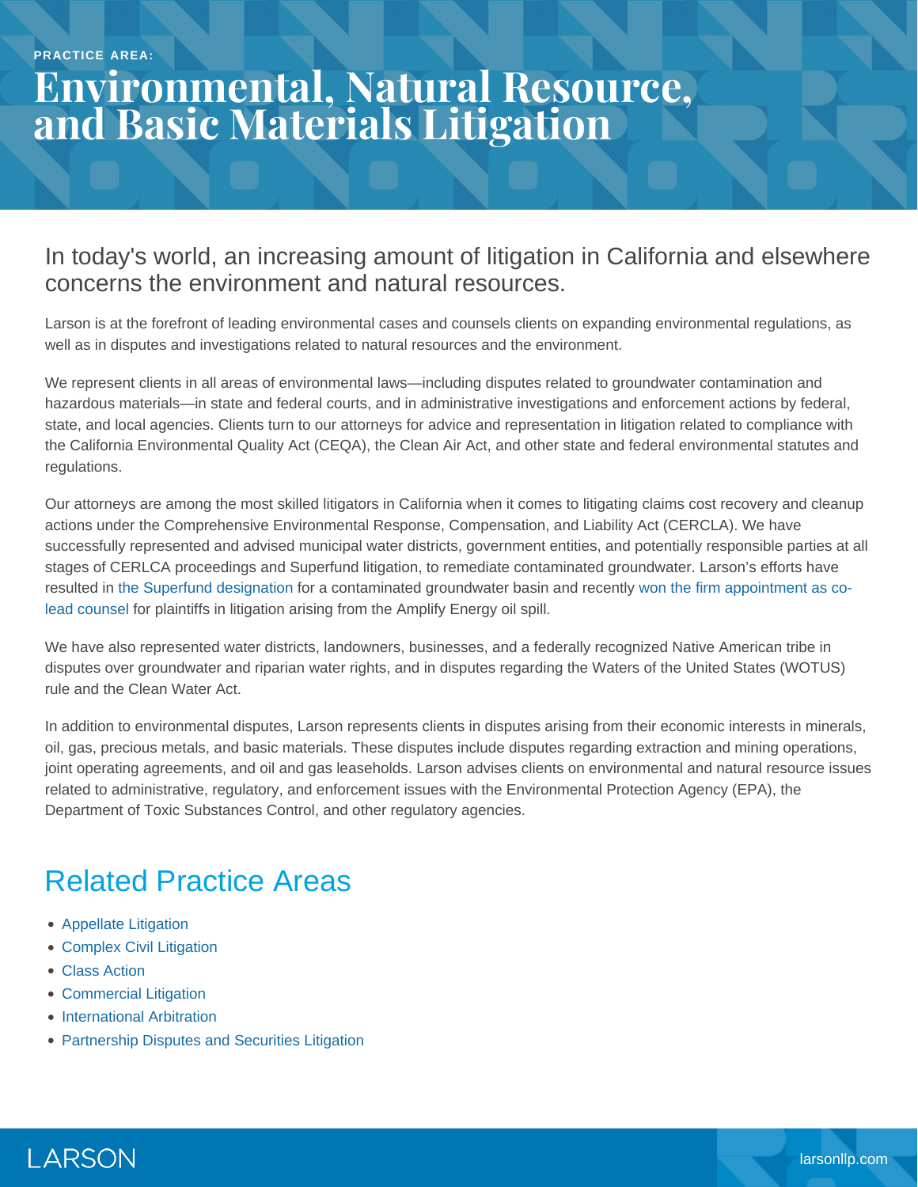PRACTICE AREA:

# Environmental, Natural Resource, and Basic Materials Litigation

## In today's world, an increasing amount of litigation in California and elsewhere concerns the environment and natural resources.

Larson is at the forefront of leading environmental cases and counsels clients on expanding environmental regulations, as well as in disputes and investigations related to natural resources and the environment.

We represent clients in all areas of environmental laws—including disputes related to groundwater contamination and hazardous materials—in state and federal courts, and in administrative investigations and enforcement actions by federal, state, and local agencies. Clients turn to our attorneys for advice and representation in litigation related to compliance with the California Environmental Quality Act (CEQA), the Clean Air Act, and other state and federal environmental statutes and regulations.

Our attorneys are among the most skilled litigators in California when it comes to litigating claims cost recovery and cleanup actions under the Comprehensive Environmental Response, Compensation, and Liability Act (CERCLA). We have successfully represented and advised municipal water districts, government entities, and potentially responsible parties at all stages of CERLCA proceedings and Superfund litigation, to remediate contaminated groundwater. Larson's efforts have resulted in the Superfund designation for a contaminated groundwater basin and recently won the firm appointment as co-lead counsel for plaintiffs in litigation arising from the Amplify Energy oil spill.

We have also represented water districts, landowners, businesses, and a federally recognized Native American tribe in disputes over groundwater and riparian water rights, and in disputes regarding the Waters of the United States (WOTUS) rule and the Clean Water Act.

In addition to environmental disputes, Larson represents clients in disputes arising from their economic interests in minerals, oil, gas, precious metals, and basic materials. These disputes include disputes regarding extraction and mining operations, joint operating agreements, and oil and gas leaseholds. Larson advises clients on environmental and natural resource issues related to administrative, regulatory, and enforcement issues with the Environmental Protection Agency (EPA), the Department of Toxic Substances Control, and other regulatory agencies.

## Related Practice Areas

- Appellate Litigation
- Complex Civil Litigation
- Class Action
- Commercial Litigation
- International Arbitration
- Partnership Disputes and Securities Litigation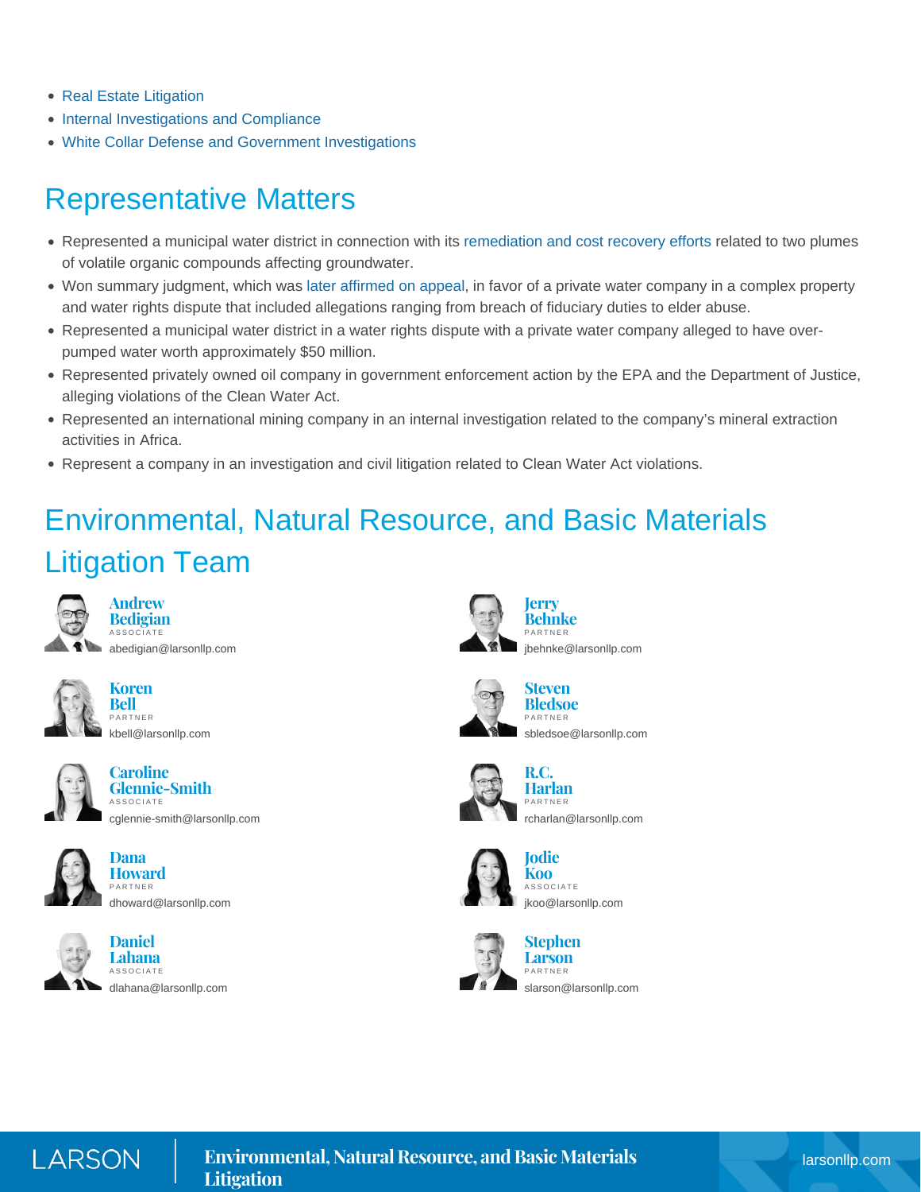- Real Estate Litigation
- Internal Investigations and Compliance
- White Collar Defense and Government Investigations

## Representative Matters

- Represented a municipal water district in connection with its remediation and cost recovery efforts related to two plumes of volatile organic compounds affecting groundwater.
- Won summary judgment, which was later affirmed on appeal, in favor of a private water company in a complex property and water rights dispute that included allegations ranging from breach of fiduciary duties to elder abuse.
- Represented a municipal water district in a water rights dispute with a private water company alleged to have over-pumped water worth approximately $50 million.
- Represented privately owned oil company in government enforcement action by the EPA and the Department of Justice, alleging violations of the Clean Water Act.
- Represented an international mining company in an internal investigation related to the company's mineral extraction activities in Africa.
- Represent a company in an investigation and civil litigation related to Clean Water Act violations.

## Environmental, Natural Resource, and Basic Materials Litigation Team

**Andrew Bedigian**
ASSOCIATE
abedigian@larsonllp.com

**Koren Bell**
PARTNER
kbell@larsonllp.com

**Caroline Glennie-Smith**
ASSOCIATE
cglennie-smith@larsonllp.com

**Dana Howard**
PARTNER
dhoward@larsonllp.com

**Daniel Lahana**
ASSOCIATE
dlahana@larsonllp.com

**Jerry Behnke**
PARTNER
jbehnke@larsonllp.com

**Steven Bledsoe**
PARTNER
sbledsoe@larsonllp.com

**R.C. Harlan**
PARTNER
rcharlan@larsonllp.com

**Jodie Koo**
ASSOCIATE
jkoo@larsonllp.com

**Stephen Larson**
PARTNER
slarson@larsonllp.com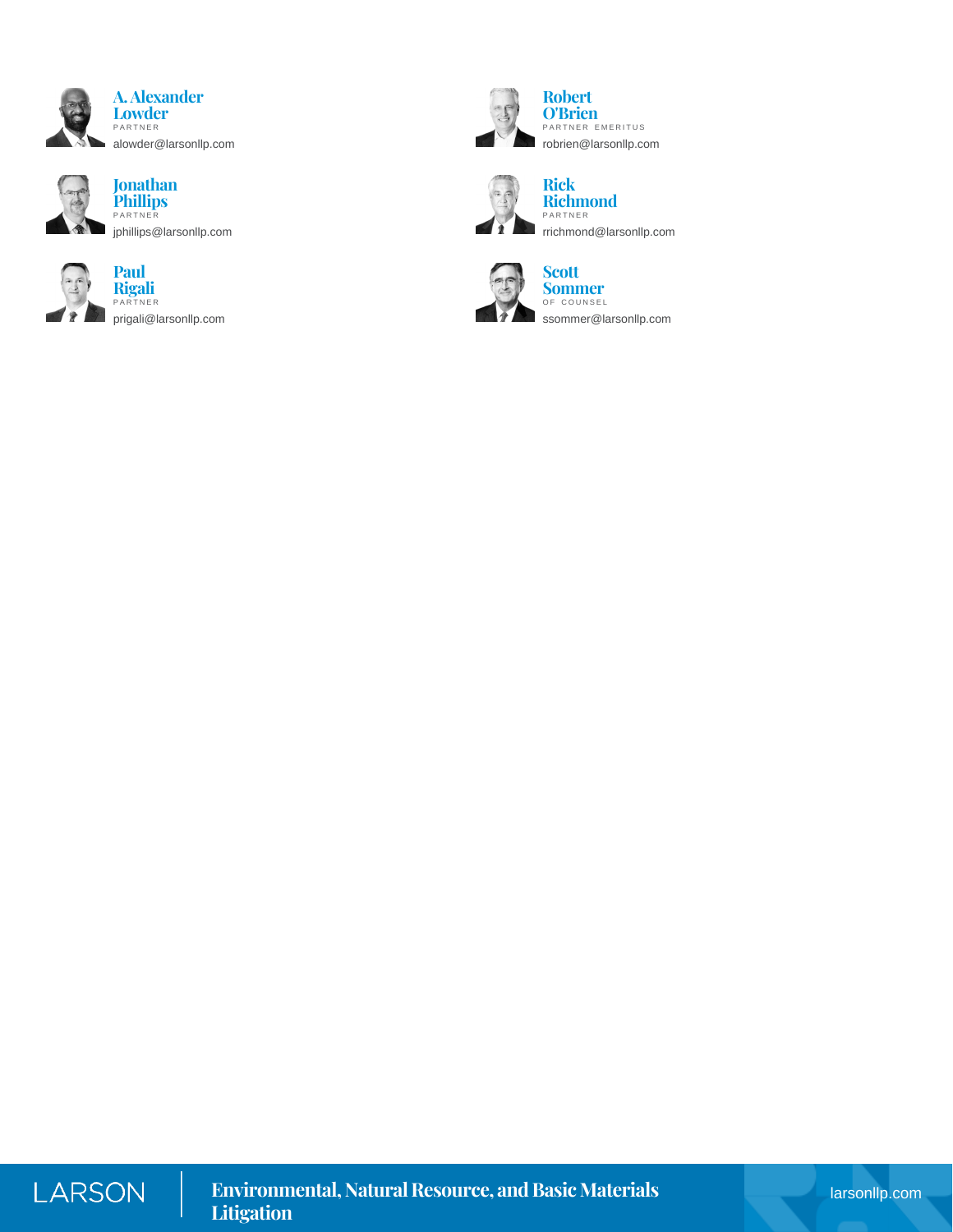**A. Alexander Lowder**
PARTNER
alowder@larsonllp.com

**Jonathan Phillips**
PARTNER
jphillips@larsonllp.com

**Paul Rigali**
PARTNER
prigali@larsonllp.com

**Robert O'Brien**
PARTNER EMERITUS
robrien@larsonllp.com

**Rick Richmond**
PARTNER
rrichmond@larsonllp.com

**Scott Sommer**
OF COUNSEL
ssommer@larsonllp.com